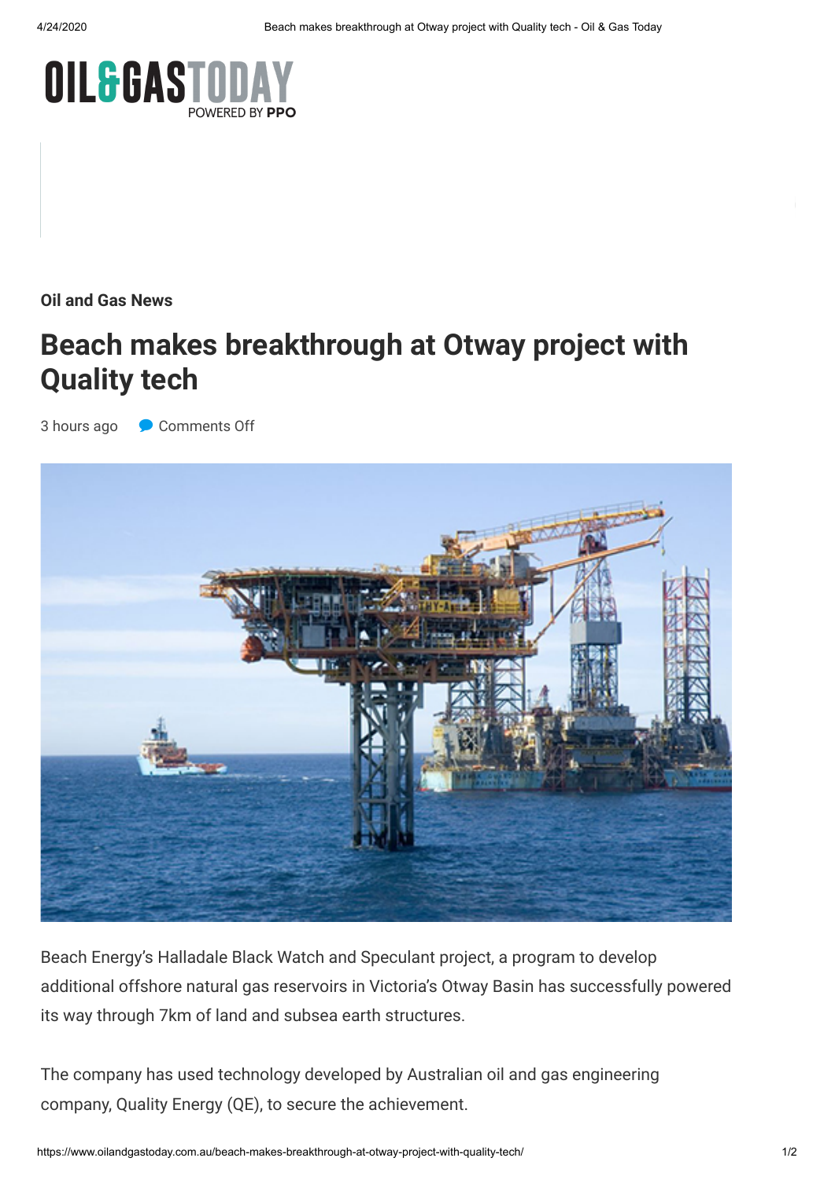**Oil and Gas News**

# Beach makes breakthrough at Otway project with Quality tech

3 hours ago Comments Off

Beach Energy's Halladale Black Watch and Speculant project, a program to develop additional offshore natural gas reservoirs in Victoria's Otway Basin has successfully powered its way through 7km of land and subsea earth structures.

The company has used technology developed by Australian oil and gas engineering company, Quality Energy (QE), to secure the achievement.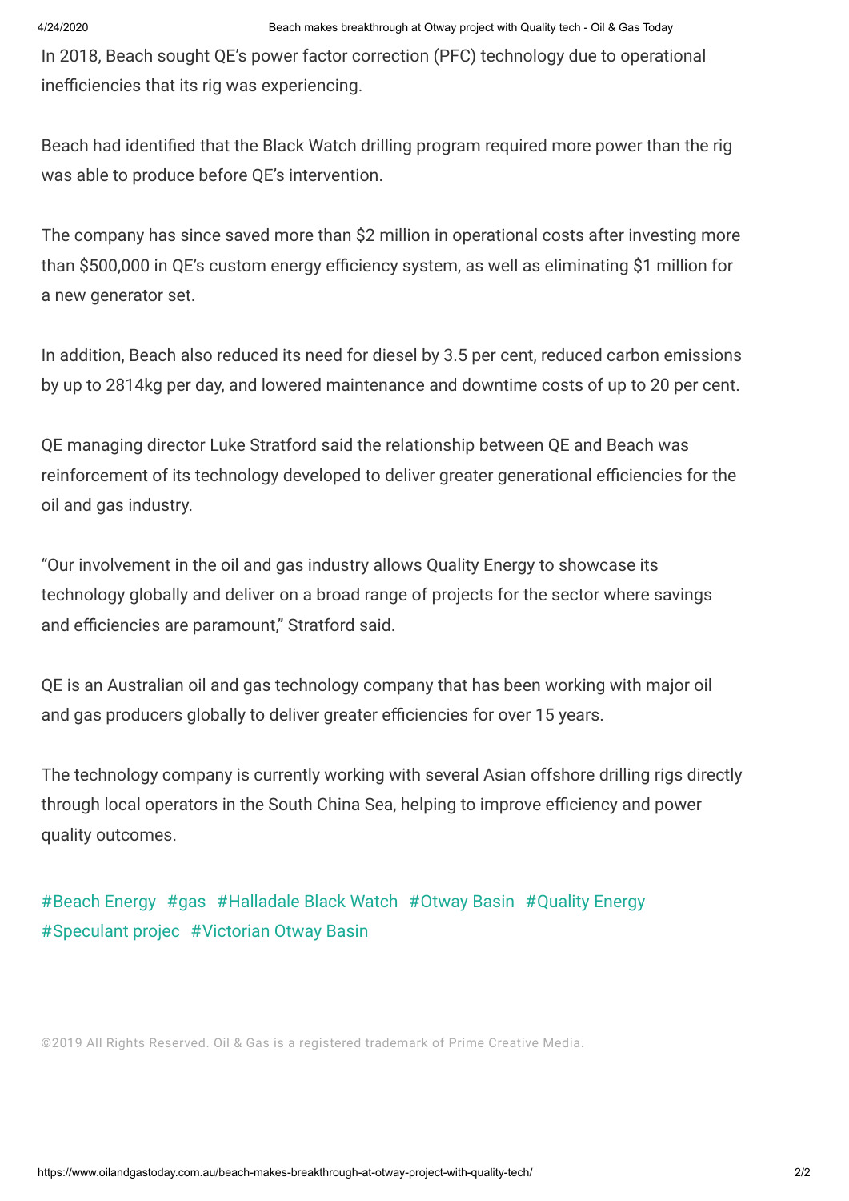In 2018, Beach sought QE's power factor correction (PFC) technology due to operational inefficiencies that its rig was experiencing.

Beach had identified that the Black Watch drilling program required more power than the rig was able to produce before QE's intervention.

The company has since saved more than $2 million in operational costs after investing more than $500,000 in QE's custom energy efficiency system, as well as eliminating $1 million for a new generator set.

In addition, Beach also reduced its need for diesel by 3.5 per cent, reduced carbon emissions by up to 2814kg per day, and lowered maintenance and downtime costs of up to 20 per cent.

QE managing director Luke Stratford said the relationship between QE and Beach was reinforcement of its technology developed to deliver greater generational efficiencies for the oil and gas industry.

"Our involvement in the oil and gas industry allows Quality Energy to showcase its technology globally and deliver on a broad range of projects for the sector where savings and efficiencies are paramount," Stratford said.

QE is an Australian oil and gas technology company that has been working with major oil and gas producers globally to deliver greater efficiencies for over 15 years.

The technology company is currently working with several Asian offshore drilling rigs directly through local operators in the South China Sea, helping to improve efficiency and power quality outcomes.

#Beach Energy #gas #Halladale Black Watch #Otway Basin #Quality Energy #Speculant projec #Victorian Otway Basin

©2019 All Rights Reserved. Oil & Gas is a registered trademark of Prime Creative Media.